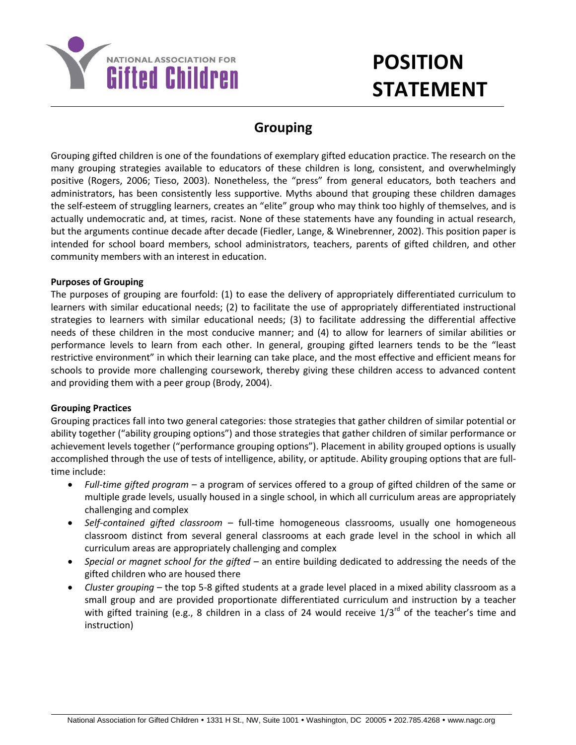NATIONAL ASSOCIATION FOR **Gifted Children**

# POSITION STATEMENT

## Grouping

Grouping gifted children is one of the foundations of exemplary gifted education practice. The research on the many grouping strategies available to educators of these children is long, consistent, and overwhelmingly positive (Rogers, 2006; Tieso, 2003). Nonetheless, the "press" from general educators, both teachers and administrators, has been consistently less supportive. Myths abound that grouping these children damages the self-esteem of struggling learners, creates an "elite" group who may think too highly of themselves, and is actually undemocratic and, at times, racist. None of these statements have any founding in actual research, but the arguments continue decade after decade (Fiedler, Lange, & Winebrenner, 2002). This position paper is intended for school board members, school administrators, teachers, parents of gifted children, and other community members with an interest in education.

**Purposes of Grouping**

The purposes of grouping are fourfold: (1) to ease the delivery of appropriately differentiated curriculum to learners with similar educational needs; (2) to facilitate the use of appropriately differentiated instructional strategies to learners with similar educational needs; (3) to facilitate addressing the differential affective needs of these children in the most conducive manner; and (4) to allow for learners of similar abilities or performance levels to learn from each other. In general, grouping gifted learners tends to be the "least restrictive environment" in which their learning can take place, and the most effective and efficient means for schools to provide more challenging coursework, thereby giving these children access to advanced content and providing them with a peer group (Brody, 2004).

**Grouping Practices**

Grouping practices fall into two general categories: those strategies that gather children of similar potential or ability together ("ability grouping options") and those strategies that gather children of similar performance or achievement levels together ("performance grouping options"). Placement in ability grouped options is usually accomplished through the use of tests of intelligence, ability, or aptitude. Ability grouping options that are full-time include:

- *Full-time gifted program* – a program of services offered to a group of gifted children of the same or multiple grade levels, usually housed in a single school, in which all curriculum areas are appropriately challenging and complex
- *Self-contained gifted classroom* – full-time homogeneous classrooms, usually one homogeneous classroom distinct from several general classrooms at each grade level in the school in which all curriculum areas are appropriately challenging and complex
- *Special or magnet school for the gifted* – an entire building dedicated to addressing the needs of the gifted children who are housed there
- *Cluster grouping* – the top 5-8 gifted students at a grade level placed in a mixed ability classroom as a small group and are provided proportionate differentiated curriculum and instruction by a teacher with gifted training (e.g., 8 children in a class of 24 would receive 1/3rd of the teacher's time and instruction)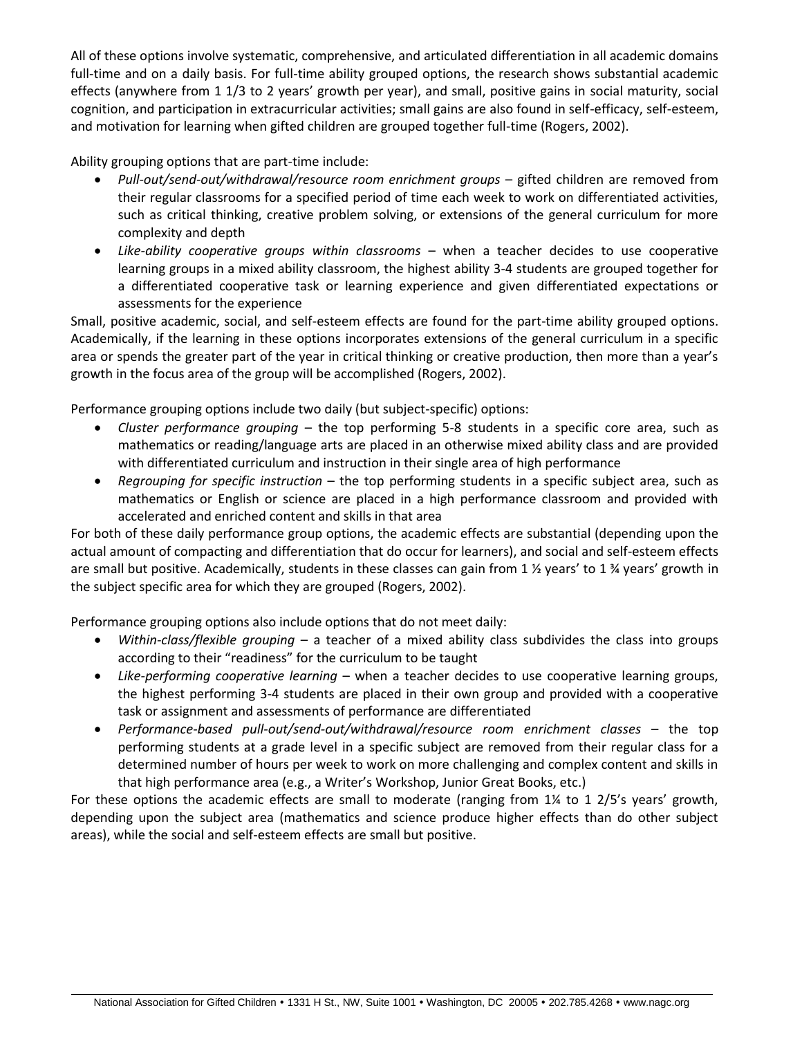All of these options involve systematic, comprehensive, and articulated differentiation in all academic domains full-time and on a daily basis. For full-time ability grouped options, the research shows substantial academic effects (anywhere from 1 1/3 to 2 years' growth per year), and small, positive gains in social maturity, social cognition, and participation in extracurricular activities; small gains are also found in self-efficacy, self-esteem, and motivation for learning when gifted children are grouped together full-time (Rogers, 2002).

Ability grouping options that are part-time include:

- *Pull-out/send-out/withdrawal/resource room enrichment groups* – gifted children are removed from their regular classrooms for a specified period of time each week to work on differentiated activities, such as critical thinking, creative problem solving, or extensions of the general curriculum for more complexity and depth
- *Like-ability cooperative groups within classrooms* – when a teacher decides to use cooperative learning groups in a mixed ability classroom, the highest ability 3-4 students are grouped together for a differentiated cooperative task or learning experience and given differentiated expectations or assessments for the experience

Small, positive academic, social, and self-esteem effects are found for the part-time ability grouped options. Academically, if the learning in these options incorporates extensions of the general curriculum in a specific area or spends the greater part of the year in critical thinking or creative production, then more than a year's growth in the focus area of the group will be accomplished (Rogers, 2002).

Performance grouping options include two daily (but subject-specific) options:

- *Cluster performance grouping* – the top performing 5-8 students in a specific core area, such as mathematics or reading/language arts are placed in an otherwise mixed ability class and are provided with differentiated curriculum and instruction in their single area of high performance
- *Regrouping for specific instruction* – the top performing students in a specific subject area, such as mathematics or English or science are placed in a high performance classroom and provided with accelerated and enriched content and skills in that area

For both of these daily performance group options, the academic effects are substantial (depending upon the actual amount of compacting and differentiation that do occur for learners), and social and self-esteem effects are small but positive. Academically, students in these classes can gain from 1 ½ years' to 1 ¾ years' growth in the subject specific area for which they are grouped (Rogers, 2002).

Performance grouping options also include options that do not meet daily:

- *Within-class/flexible grouping* – a teacher of a mixed ability class subdivides the class into groups according to their "readiness" for the curriculum to be taught
- *Like-performing cooperative learning* – when a teacher decides to use cooperative learning groups, the highest performing 3-4 students are placed in their own group and provided with a cooperative task or assignment and assessments of performance are differentiated
- *Performance-based pull-out/send-out/withdrawal/resource room enrichment classes* – the top performing students at a grade level in a specific subject are removed from their regular class for a determined number of hours per week to work on more challenging and complex content and skills in that high performance area (e.g., a Writer's Workshop, Junior Great Books, etc.)

For these options the academic effects are small to moderate (ranging from 1¼ to 1 2/5's years' growth, depending upon the subject area (mathematics and science produce higher effects than do other subject areas), while the social and self-esteem effects are small but positive.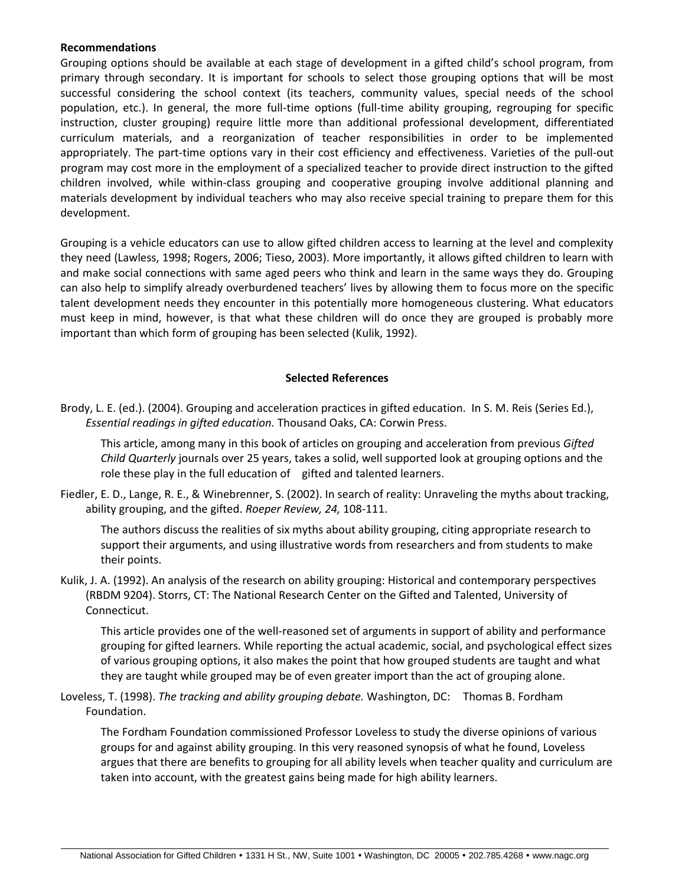**Recommendations**

Grouping options should be available at each stage of development in a gifted child's school program, from primary through secondary. It is important for schools to select those grouping options that will be most successful considering the school context (its teachers, community values, special needs of the school population, etc.). In general, the more full-time options (full-time ability grouping, regrouping for specific instruction, cluster grouping) require little more than additional professional development, differentiated curriculum materials, and a reorganization of teacher responsibilities in order to be implemented appropriately. The part-time options vary in their cost efficiency and effectiveness. Varieties of the pull-out program may cost more in the employment of a specialized teacher to provide direct instruction to the gifted children involved, while within-class grouping and cooperative grouping involve additional planning and materials development by individual teachers who may also receive special training to prepare them for this development.

Grouping is a vehicle educators can use to allow gifted children access to learning at the level and complexity they need (Lawless, 1998; Rogers, 2006; Tieso, 2003). More importantly, it allows gifted children to learn with and make social connections with same aged peers who think and learn in the same ways they do. Grouping can also help to simplify already overburdened teachers' lives by allowing them to focus more on the specific talent development needs they encounter in this potentially more homogeneous clustering. What educators must keep in mind, however, is that what these children will do once they are grouped is probably more important than which form of grouping has been selected (Kulik, 1992).

**Selected References**

Brody, L. E. (ed.). (2004). Grouping and acceleration practices in gifted education. In S. M. Reis (Series Ed.), *Essential readings in gifted education.* Thousand Oaks, CA: Corwin Press.

> This article, among many in this book of articles on grouping and acceleration from previous *Gifted Child Quarterly* journals over 25 years, takes a solid, well supported look at grouping options and the role these play in the full education of gifted and talented learners.

Fiedler, E. D., Lange, R. E., & Winebrenner, S. (2002). In search of reality: Unraveling the myths about tracking, ability grouping, and the gifted. *Roeper Review, 24,* 108-111.

> The authors discuss the realities of six myths about ability grouping, citing appropriate research to support their arguments, and using illustrative words from researchers and from students to make their points.

Kulik, J. A. (1992). An analysis of the research on ability grouping: Historical and contemporary perspectives (RBDM 9204). Storrs, CT: The National Research Center on the Gifted and Talented, University of Connecticut.

> This article provides one of the well-reasoned set of arguments in support of ability and performance grouping for gifted learners. While reporting the actual academic, social, and psychological effect sizes of various grouping options, it also makes the point that how grouped students are taught and what they are taught while grouped may be of even greater import than the act of grouping alone.

Loveless, T. (1998). *The tracking and ability grouping debate.* Washington, DC: Thomas B. Fordham Foundation.

> The Fordham Foundation commissioned Professor Loveless to study the diverse opinions of various groups for and against ability grouping. In this very reasoned synopsis of what he found, Loveless argues that there are benefits to grouping for all ability levels when teacher quality and curriculum are taken into account, with the greatest gains being made for high ability learners.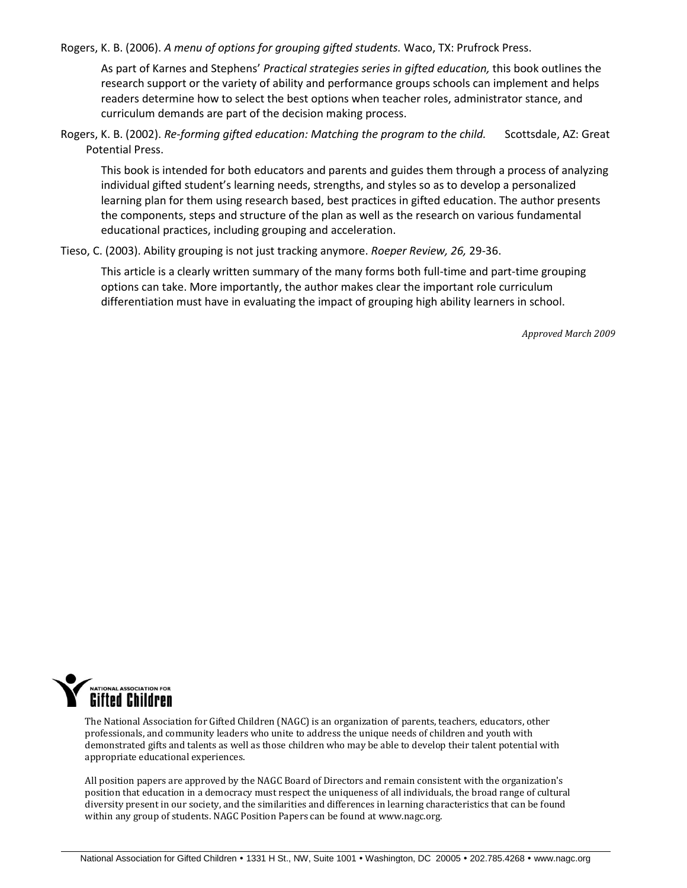Rogers, K. B. (2006). *A menu of options for grouping gifted students.* Waco, TX: Prufrock Press.

As part of Karnes and Stephens' *Practical strategies series in gifted education,* this book outlines the research support or the variety of ability and performance groups schools can implement and helps readers determine how to select the best options when teacher roles, administrator stance, and curriculum demands are part of the decision making process.

Rogers, K. B. (2002). *Re-forming gifted education: Matching the program to the child.* Scottsdale, AZ: Great Potential Press.

This book is intended for both educators and parents and guides them through a process of analyzing individual gifted student's learning needs, strengths, and styles so as to develop a personalized learning plan for them using research based, best practices in gifted education. The author presents the components, steps and structure of the plan as well as the research on various fundamental educational practices, including grouping and acceleration.

Tieso, C. (2003). Ability grouping is not just tracking anymore. *Roeper Review, 26,* 29-36.

This article is a clearly written summary of the many forms both full-time and part-time grouping options can take. More importantly, the author makes clear the important role curriculum differentiation must have in evaluating the impact of grouping high ability learners in school.

*Approved March 2009*

NATIONAL ASSOCIATION FOR
**Gifted Children**

The National Association for Gifted Children (NAGC) is an organization of parents, teachers, educators, other professionals, and community leaders who unite to address the unique needs of children and youth with demonstrated gifts and talents as well as those children who may be able to develop their talent potential with appropriate educational experiences.

All position papers are approved by the NAGC Board of Directors and remain consistent with the organization's position that education in a democracy must respect the uniqueness of all individuals, the broad range of cultural diversity present in our society, and the similarities and differences in learning characteristics that can be found within any group of students. NAGC Position Papers can be found at www.nagc.org.

National Association for Gifted Children • 1331 H St., NW, Suite 1001 • Washington, DC 20005 • 202.785.4268 • www.nagc.org